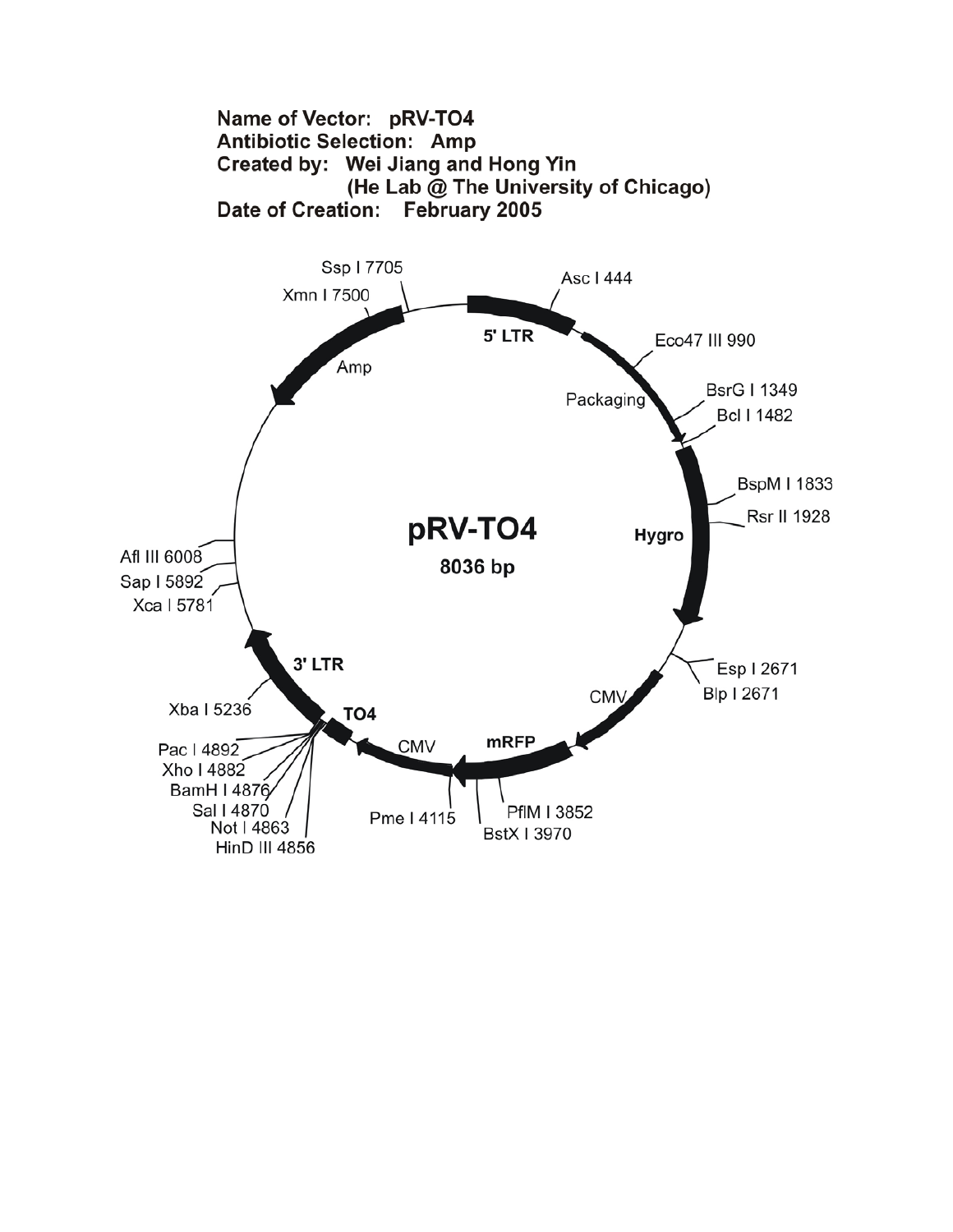**Name of Vector:** pRV-TO4
**Antibiotic Selection:** Amp
**Created by:** Wei Jiang and Hong Yin
(He Lab @ The University of Chicago)
**Date of Creation:** February 2005

pRV-TO4
8036 bp

5' LTR
Packaging
Hygro
CMV
mRFP
CMV
TO4
3' LTR
Amp

Asc I 444
Eco47 III 990
BsrG I 1349
Bcl I 1482
BspM I 1833
Rsr II 1928
Esp I 2671
Blp I 2671
PflM I 3852
BstX I 3970
Pme I 4115
HinD III 4856
Not I 4863
Sal I 4870
BamH I 4876
Xho I 4882
Pac I 4892
Xba I 5236
Xca I 5781
Sap I 5892
Afl III 6008
Xmn I 7500
Ssp I 7705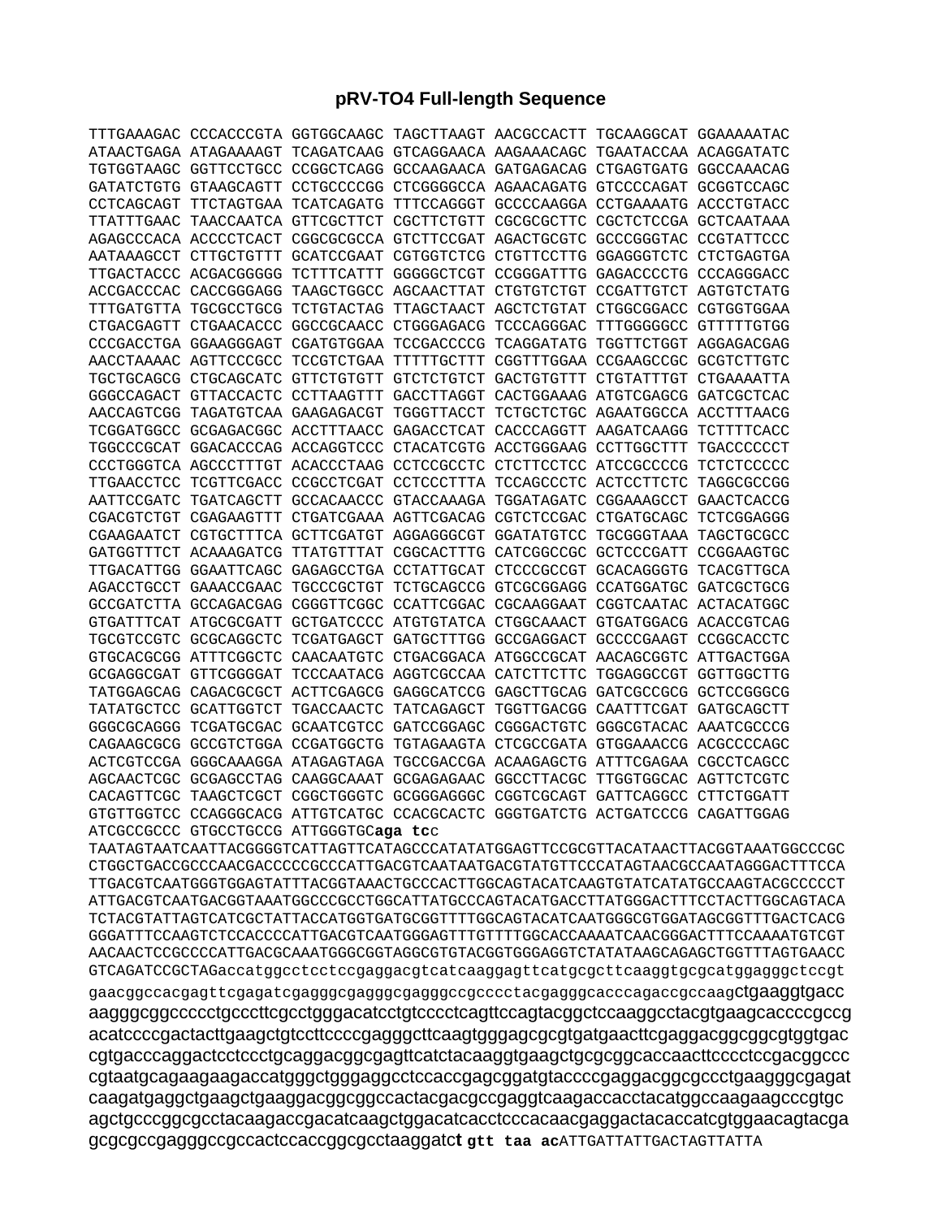## pRV-TO4 Full-length Sequence

```
TTTGAAAGAC CCCACCCGTA GGTGGCAAGC TAGCTTAAGT AACGCCACTT TGCAAGGCAT GGAAAAATAC
ATAACTGAGA ATAGAAAAGT TCAGATCAAG GTCAGGAACA AAGAAACAGC TGAATACCAA ACAGGATATC
TGTGGTAAGC GGTTCCTGCC CCGGCTCAGG GCCAAGAACA GATGAGACAG CTGAGTGATG GGCCAAACAG
GATATCTGTG GTAAGCAGTT CCTGCCCCGG CTCGGGGCCA AGAACAGATG GTCCCCAGAT GCGGTCCAGC
CCTCAGCAGT TTCTAGTGAA TCATCAGATG TTTCCAGGGT GCCCCAAGGA CCTGAAAATG ACCCTGTACC
TTATTTGAAC TAACCAATCA GTTCGCTTCT CGCTTCTGTT CGCGCGCTTC CGCTCTCCGA GCTCAATAAA
AGAGCCCACA ACCCCTCACT CGGCGCGCCA GTCTTCCGAT AGACTGCGTC GCCCGGGTAC CCGTATTCCC
AATAAAGCCT CTTGCTGTTT GCATCCGAAT CGTGGTCTCG CTGTTCCTTG GGAGGGTCTC CTCTGAGTGA
TTGACTACCC ACGACGGGGG TCTTTCATTT GGGGGCTCGT CCGGGATTTG GAGACCCCTG CCCAGGGACC
ACCGACCCAC CACCGGGAGG TAAGCTGGCC AGCAACTTAT CTGTGTCTGT CCGATTGTCT AGTGTCTATG
TTTGATGTTA TGCGCCTGCG TCTGTACTAG TTAGCTAACT AGCTCTGTAT CTGGCGGACC CGTGGTGGAA
CTGACGAGTT CTGAACACCC GGCCGCAACC CTGGGAGACG TCCCAGGGAC TTTGGGGGCC GTTTTTGTGG
CCCGACCTGA GGAAGGGAGT CGATGTGGAA TCCGACCCCG TCAGGATATG TGGTTCTGGT AGGAGACGAG
AACCTAAAAC AGTTCCCGCC TCCGTCTGAA TTTTTGCTTT CGGTTTGGAA CCGAAGCCGC GCGTCTTGTC
TGCTGCAGCG CTGCAGCATC GTTCTGTGTT GTCTCTGTCT GACTGTGTTT CTGTATTTGT CTGAAAATTA
GGGCCAGACT GTTACCACTC CCTTAAGTTT GACCTTAGGT CACTGGAAAG ATGTCGAGCG GATCGCTCAC
AACCAGTCGG TAGATGTCAA GAAGAGACGT TGGGTTACCT TCTGCTCTGC AGAATGGCCA ACCTTTAACG
TCGGATGGCC GCGAGACGGC ACCTTTAACC GAGACCTCAT CACCCAGGTT AAGATCAAGG TCTTTTCACC
TGGCCCGCAT GGACACCCAG ACCAGGTCCC CTACATCGTG ACCTGGGAAG CCTTGGCTTT TGACCCCCCT
CCCTGGGTCA AGCCCTTTGT ACACCCTAAG CCTCCGCCTC CTCTTCCTCC ATCCGCCCCG TCTCTCCCCC
TTGAACCTCC TCGTTCGACC CCGCCTCGAT CCTCCCTTTA TCCAGCCCTC ACTCCTTCTC TAGGCGCCGG
AATTCCGATC TGATCAGCTT GCCACAACCC GTACCAAAGA TGGATAGATC CGGAAAGCCT GAACTCACCG
CGACGTCTGT CGAGAAGTTT CTGATCGAAA AGTTCGACAG CGTCTCCGAC CTGATGCAGC TCTCGGAGGG
CGAAGAATCT CGTGCTTTCA GCTTCGATGT AGGAGGGCGT GGATATGTCC TGCGGGTAAA TAGCTGCGCC
GATGGTTTCT ACAAAGATCG TTATGTTTAT CGGCACTTTG CATCGGCCGC GCTCCCGATT CCGGAAGTGC
TTGACATTGG GGAATTCAGC GAGAGCCTGA CCTATTGCAT CTCCCGCCGT GCACAGGGTG TCACGTTGCA
AGACCTGCCT GAAACCGAAC TGCCCGCTGT TCTGCAGCCG GTCGCGGAGG CCATGGATGC GATCGCTGCG
GCCGATCTTA GCCAGACGAG CGGGTTCGGC CCATTCGGAC CGCAAGGAAT CGGTCAATAC ACTACATGGC
GTGATTTCAT ATGCGCGATT GCTGATCCCC ATGTGTATCA CTGGCAAACT GTGATGGACG ACACCGTCAG
TGCGTCCGTC GCGCAGGCTC TCGATGAGCT GATGCTTTGG GCCGAGGACT GCCCCGAAGT CCGGCACCTC
GTGCACGCGG ATTTCGGCTC CAACAATGTC CTGACGGACA ATGGCCGCAT AACAGCGGTC ATTGACTGGA
GCGAGGCGAT GTTCGGGGAT TCCCAATACG AGGTCGCCAA CATCTTCTTC TGGAGGCCGT GGTTGGCTTG
TATGGAGCAG CAGACGCGCT ACTTCGAGCG GAGGCATCCG GAGCTTGCAG GATCGCCGCG GCTCCGGGCG
TATATGCTCC GCATTGGTCT TGACCAACTC TATCAGAGCT TGGTTGACGG CAATTTCGAT GATGCAGCTT
GGGCGCAGGG TCGATGCGAC GCAATCGTCC GATCCGGAGC CGGGACTGTC GGGCGTACAC AAATCGCCCG
CAGAAGCGCG GCCGTCTGGA CCGATGGCTG TGTAGAAGTA CTCGCCGATA GTGGAAACCG ACGCCCCAGC
ACTCGTCCGA GGGCAAAGGA ATAGAGTAGA TGCCGACCGA ACAAGAGCTG ATTTCGAGAA CGCCTCAGCC
AGCAACTCGC GCGAGCCTAG CAAGGCAAAT GCGAGAGAAC GGCCTTACGC TTGGTGGCAC AGTTCTCGTC
CACAGTTCGC TAAGCTCGCT CGGCTGGGTC GCGGGAGGGC CGGTCGCAGT GATTCAGGCC CTTCTGGATT
GTGTTGGTCC CCAGGGCACG ATTGTCATGC CCACGCACTC GGGTGATCTG ACTGATCCCG CAGATTGGAG
ATCGCCGCCC GTGCCTGCCG ATTGGGTGCaga tcc
TAATAGTAATCAATTACGGGGTCATTAGTTCATAGCCCATATATGGAGTTCCGCGTTACATAACTTACGGTAAATGGCCCGC
CTGGCTGACCGCCCAACGACCCCCGCCCATTGACGTCAATAATGACGTATGTTCCCATAGTAACGCCAATAGGGACTTTCCA
TTGACGTCAATGGGTGGAGTATTTACGGTAAACTGCCCACTTGGCAGTACATCAAGTGTATCATATGCCAAGTACGCCCCCT
ATTGACGTCAATGACGGTAAATGGCCCGCCTGGCATTATGCCCAGTACATGACCTTATGGGACTTTCCTACTTGGCAGTACA
TCTACGTATTAGTCATCGCTATTACCATGGTGATGCGGTTTTGGCAGTACATCAATGGGCGTGGATAGCGGTTTGACTCACG
GGGATTTCCAAGTCTCCACCCCATTGACGTCAATGGGAGTTTGTTTTGGCACCAAAATCAACGGGACTTTCCAAAATGTCGT
AACAACTCCGCCCCATTGACGCAAATGGGCGGTAGGCGTGTACGGTGGGAGGTCTATATAAGCAGAGCTGGTTTAGTGAACC
GTCAGATCCGCTAGaccatggcctcctccgaggacgtcatcaaggagttcatgcgcttcaaggtgcgcatggagggctccgt
gaacggccacgagttcgagatcgagggcgagggcgagggccgcccctacgagggcacccagaccgccaagctgaaggtgacc
aagggcggccccctgcccttcgcctgggacatcctgtcccctcagttccagtacggctccaaggcctacgtgaagcaccccgccg
acatccccgactacttgaagctgtccttccccgagggcttcaagtgggagcgcgtgatgaacttcgaggacggcggcgtggtgac
cgtgacccaggactcctccctgcaggacggcgagttcatctacaaggtgaagctgcgcggcaccaacttcccctccgacggccc
cgtaatgcagaagaagaccatgggctgggaggcctccaccgagcggatgtaccccgaggacggcgccctgaagggcgagat
caagatgaggctgaagctgaaggacggcggccactacgacgccgaggtcaagaccacctacatggccaagaagcccgtgc
agctgcccggcgcctacaagaccgacatcaagctggacatcacctcccacaacgaggactacaccatcgtggaacagtacga
gcgcgccgagggccgccactccaccggcgcctaaggatct gtt taa acATTGATTATTGACTAGTTATTA
```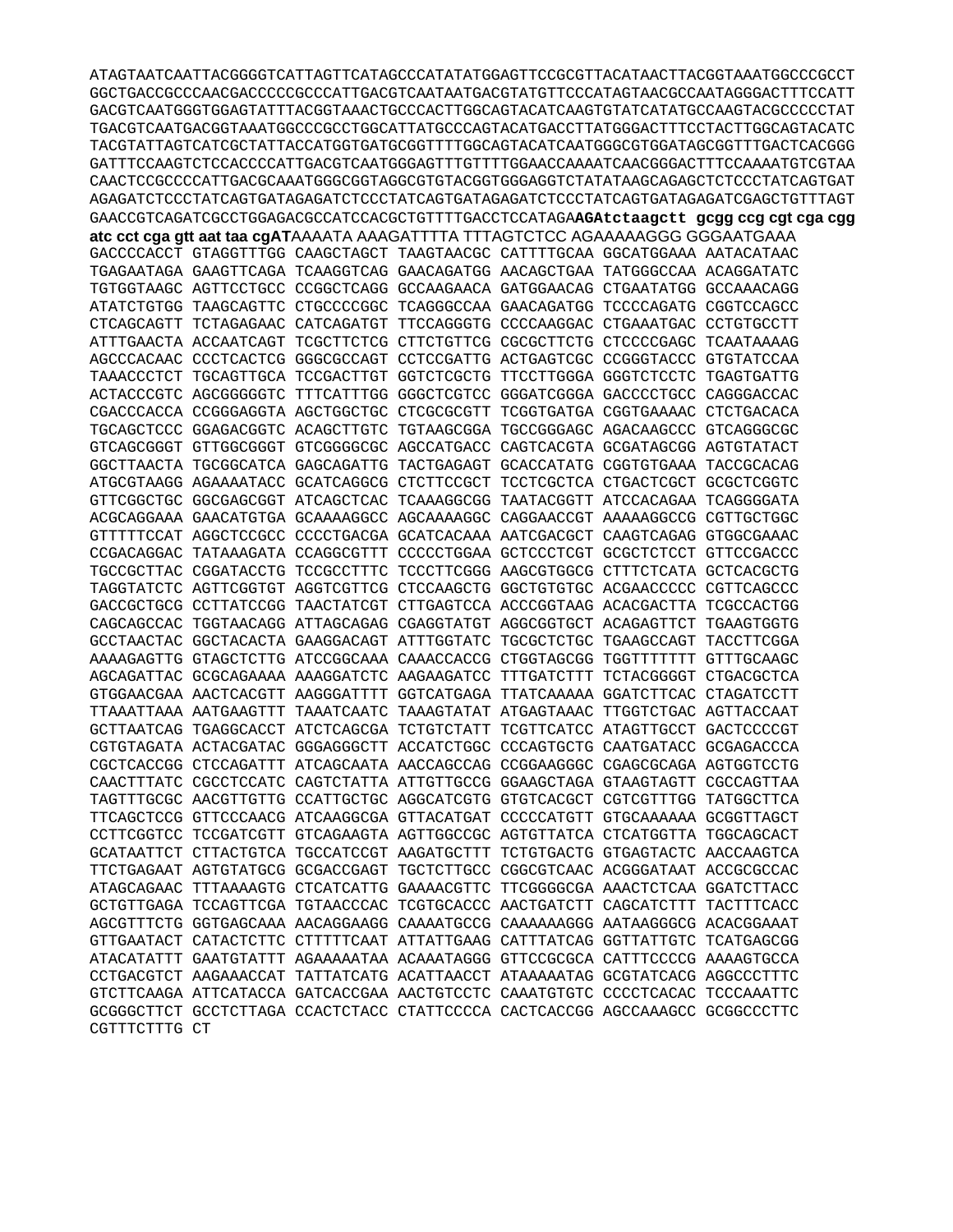ATAGTAATCAATTACGGGGTCATTAGTTCATAGCCCATATATGGAGTTCCGCGTTACATAACTTACGGTAAATGGCCCGCCT
GGCTGACCGCCCAACGACCCCCGCCCATTGACGTCAATAATGACGTATGTTCCCATAGTAACGCCAATAGGGACTTTCCATT
GACGTCAATGGGTGGAGTATTTACGGTAAACTGCCCACTTGGCAGTACATCAAGTGTATCATATGCCAAGTACGCCCCCTAT
TGACGTCAATGACGGTAAATGGCCCGCCTGGCATTATGCCCAGTACATGACCTTATGGGACTTTCCTACTTGGCAGTACATC
TACGTATTAGTCATCGCTATTACCATGGTGATGCGGTTTTGGCAGTACATCAATGGGCGTGGATAGCGGTTTGACTCACGGG
GATTTCCAAGTCTCCACCCCATTGACGTCAATGGGAGTTTGTTTTGGAACCAAAATCAACGGGACTTTCCAAAATGTCGTAA
CAACTCCGCCCCATTGACGCAAATGGGCGGTAGGCGTGTACGGTGGGAGGTCTATATAAGCAGAGCTCTCCCTATCAGTGAT
AGAGATCTCCCTATCAGTGATAGAGATCTCCCTATCAGTGATAGAGATCTCCCTATCAGTGATAGAGATCGAGCTGTTTAGT
GAACCGTCAGATCGCCTGGAGACGCCATCCACGCTGTTTTGACCTCCATAGA**AGAtctaagctt gcgg ccg cgt cga cgg**
**atc cct cga gtt aat taa cgAT**AAAATA AAAGATTTTA TTTAGTCTCC AGAAAAAGGG GGGAATGAAA
GACCCCACCT GTAGGTTTGG CAAGCTAGCT TAAGTAACGC CATTTTGCAA GGCATGGAAA AATACATAAC
TGAGAATAGA GAAGTTCAGA TCAAGGTCAG GAACAGATGG AACAGCTGAA TATGGGCCAA ACAGGATATC
TGTGGTAAGC AGTTCCTGCC CCGGCTCAGG GCCAAGAACA GATGGAACAG CTGAATATGG GCCAAACAGG
ATATCTGTGG TAAGCAGTTC CTGCCCCGGC TCAGGGCCAA GAACAGATGG TCCCCAGATG CGGTCCAGCC
CTCAGCAGTT TCTAGAGAAC CATCAGATGT TTCCAGGGTG CCCCAAGGAC CTGAAATGAC CCTGTGCCTT
ATTTGAACTA ACCAATCAGT TCGCTTCTCG CTTCTGTTCG CGCGCTTCTG CTCCCCGAGC TCAATAAAAG
AGCCCACAAC CCCTCACTCG GGGCGCCAGT CCTCCGATTG ACTGAGTCGC CCGGGTACCC GTGTATCCAA
TAAACCCTCT TGCAGTTGCA TCCGACTTGT GGTCTCGCTG TTCCTTGGGA GGGTCTCCTC TGAGTGATTG
ACTACCCGTC AGCGGGGGTC TTTCATTTGG GGGCTCGTCC GGGATCGGGA GACCCCTGCC CAGGGACCAC
CGACCCACCA CCGGGAGGTA AGCTGGCTGC CTCGCGCGTT TCGGTGATGA CGGTGAAAAC CTCTGACACA
TGCAGCTCCC GGAGACGGTC ACAGCTTGTC TGTAAGCGGA TGCCGGGAGC AGACAAGCCC GTCAGGGCGC
GTCAGCGGGT GTTGGCGGGT GTCGGGGCGC AGCCATGACC CAGTCACGTA GCGATAGCGG AGTGTATACT
GGCTTAACTA TGCGGCATCA GAGCAGATTG TACTGAGAGT GCACCATATG CGGTGTGAAA TACCGCACAG
ATGCGTAAGG AGAAAATACC GCATCAGGCG CTCTTCCGCT TCCTCGCTCA CTGACTCGCT GCGCTCGGTC
GTTCGGCTGC GGCGAGCGGT ATCAGCTCAC TCAAAGGCGG TAATACGGTT ATCCACAGAA TCAGGGGATA
ACGCAGGAAA GAACATGTGA GCAAAAGGCC AGCAAAAGGC CAGGAACCGT AAAAAGGCCG CGTTGCTGGC
GTTTTTCCAT AGGCTCCGCC CCCCTGACGA GCATCACAAA AATCGACGCT CAAGTCAGAG GTGGCGAAAC
CCGACAGGAC TATAAAGATA CCAGGCGTTT CCCCCTGGAA GCTCCCTCGT GCGCTCTCCT GTTCCGACCC
TGCCGCTTAC CGGATACCTG TCCGCCTTTC TCCCTTCGGG AAGCGTGGCG CTTTCTCATA GCTCACGCTG
TAGGTATCTC AGTTCGGTGT AGGTCGTTCG CTCCAAGCTG GGCTGTGTGC ACGAACCCCC CGTTCAGCCC
GACCGCTGCG CCTTATCCGG TAACTATCGT CTTGAGTCCA ACCCGGTAAG ACACGACTTA TCGCCACTGG
CAGCAGCCAC TGGTAACAGG ATTAGCAGAG CGAGGTATGT AGGCGGTGCT ACAGAGTTCT TGAAGTGGTG
GCCTAACTAC GGCTACACTA GAAGGACAGT ATTTGGTATC TGCGCTCTGC TGAAGCCAGT TACCTTCGGA
AAAAGAGTTG GTAGCTCTTG ATCCGGCAAA CAAACCACCG CTGGTAGCGG TGGTTTTTTT GTTTGCAAGC
AGCAGATTAC GCGCAGAAAA AAAGGATCTC AAGAAGATCC TTTGATCTTT TCTACGGGGT CTGACGCTCA
GTGGAACGAA AACTCACGTT AAGGGATTTT GGTCATGAGA TTATCAAAAA GGATCTTCAC CTAGATCCTT
TTAAATTAAA AATGAAGTTT TAAATCAATC TAAAGTATAT ATGAGTAAAC TTGGTCTGAC AGTTACCAAT
GCTTAATCAG TGAGGCACCT ATCTCAGCGA TCTGTCTATT TCGTTCATCC ATAGTTGCCT GACTCCCCGT
CGTGTAGATA ACTACGATAC GGGAGGGCTT ACCATCTGGC CCCAGTGCTG CAATGATACC GCGAGACCCA
CGCTCACCGG CTCCAGATTT ATCAGCAATA AACCAGCCAG CCGGAAGGGC CGAGCGCAGA AGTGGTCCTG
CAACTTTATC CGCCTCCATC CAGTCTATTA ATTGTTGCCG GGAAGCTAGA GTAAGTAGTT CGCCAGTTAA
TAGTTTGCGC AACGTTGTTG CCATTGCTGC AGGCATCGTG GTGTCACGCT CGTCGTTTGG TATGGCTTCA
TTCAGCTCCG GTTCCCAACG ATCAAGGCGA GTTACATGAT CCCCCATGTT GTGCAAAAAA GCGGTTAGCT
CCTTCGGTCC TCCGATCGTT GTCAGAAGTA AGTTGGCCGC AGTGTTATCA CTCATGGTTA TGGCAGCACT
GCATAATTCT CTTACTGTCA TGCCATCCGT AAGATGCTTT TCTGTGACTG GTGAGTACTC AACCAAGTCA
TTCTGAGAAT AGTGTATGCG GCGACCGAGT TGCTCTTGCC CGGCGTCAAC ACGGGATAAT ACCGCGCCAC
ATAGCAGAAC TTTAAAAGTG CTCATCATTG GAAAACGTTC TTCGGGGCGA AAACTCTCAA GGATCTTACC
GCTGTTGAGA TCCAGTTCGA TGTAACCCAC TCGTGCACCC AACTGATCTT CAGCATCTTT TACTTTCACC
AGCGTTTCTG GGTGAGCAAA AACAGGAAGG CAAAATGCCG CAAAAAAGGG AATAAGGGCG ACACGGAAAT
GTTGAATACT CATACTCTTC CTTTTTCAAT ATTATTGAAG CATTTATCAG GGTTATTGTC TCATGAGCGG
ATACATATTT GAATGTATTT AGAAAAATAA ACAAATAGGG GTTCCGCGCA CATTTCCCCG AAAAGTGCCA
CCTGACGTCT AAGAAACCAT TATTATCATG ACATTAACCT ATAAAAATAG GCGTATCACG AGGCCCTTTC
GTCTTCAAGA ATTCATACCA GATCACCGAA AACTGTCCTC CAAATGTGTC CCCCTCACAC TCCCAAATTC
GCGGGCTTCT GCCTCTTAGA CCACTCTACC CTATTCCCCA CACTCACCGG AGCCAAAGCC GCGGCCCTTC
CGTTTCTTTG CT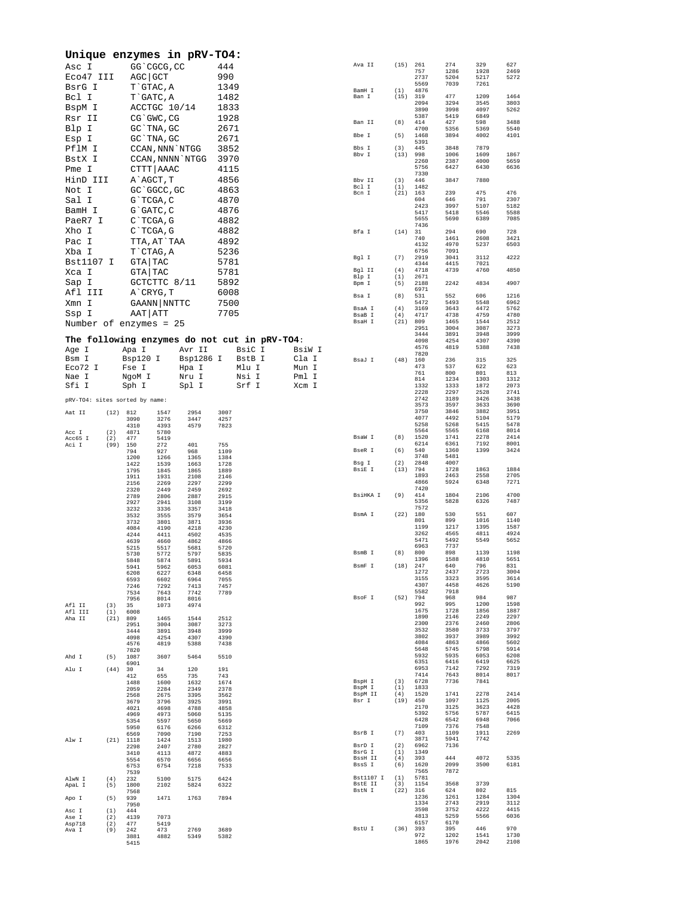## Unique enzymes in pRV-TO4:

| Enzyme | Site | Position |
|---|---|---|
| Asc I | GG`CGCG,CC | 444 |
| Eco47 III | AGC\|GCT | 990 |
| BsrG I | T`GTAC,A | 1349 |
| Bcl I | T`GATC,A | 1482 |
| BspM I | ACCTGC 10/14 | 1833 |
| Rsr II | CG`GWC,CG | 1928 |
| Blp I | GC`TNA,GC | 2671 |
| Esp I | GC`TNA,GC | 2671 |
| PflM I | CCAN,NNN`NTGG | 3852 |
| BstX I | CCAN,NNNN`NTGG | 3970 |
| Pme I | CTTT\|AAAC | 4115 |
| HinD III | A`AGCT,T | 4856 |
| Not I | GC`GGCC,GC | 4863 |
| Sal I | G`TCGA,C | 4870 |
| BamH I | G`GATC,C | 4876 |
| PaeR7 I | C`TCGA,G | 4882 |
| Xho I | C`TCGA,G | 4882 |
| Pac I | TTA,AT`TAA | 4892 |
| Xba I | T`CTAG,A | 5236 |
| Bst1107 I | GTA\|TAC | 5781 |
| Xca I | GTA\|TAC | 5781 |
| Sap I | GCTCTTC 8/11 | 5892 |
| Afl III | A`CRYG,T | 6008 |
| Xmn I | GAANN\|NNTTC | 7500 |
| Ssp I | AAT\|ATT | 7705 |

Number of enzymes = 25

## The following enzymes do not cut in pRV-TO4:

| | | | | |
|---|---|---|---|---|
| Age I | Apa I | Avr II | BsiC I | BsiW I |
| Bsm I | Bsp120 I | Bsp1286 I | BstB I | Cla I |
| Eco72 I | Fse I | Hpa I | Mlu I | Mun I |
| Nae I | NgoM I | Nru I | Nsi I | Pml I |
| Sfi I | Sph I | Spl I | Srf I | Xcm I |

pRV-TO4: sites sorted by name:

```
Aat II     (12)  812    1547   2954   3007
                 3090   3276   3447   4257
                 4310   4393   4579   7823
Acc I      (2)   4871   5780
Acc65 I    (2)   477    5419
Aci I      (99)  150    272    401    755
                 794    927    968    1109
                 1200   1266   1365   1384
                 1422   1539   1663   1728
                 1795   1845   1865   1889
                 1911   1931   2108   2146
                 2156   2269   2297   2299
                 2320   2449   2459   2692
                 2789   2806   2887   2915
                 2927   2941   3108   3199
                 3232   3336   3357   3418
                 3532   3555   3579   3654
                 3732   3801   3871   3936
                 4084   4190   4218   4230
                 4244   4411   4502   4535
                 4639   4660   4862   4866
                 5215   5517   5681   5720
                 5730   5772   5797   5835
                 5848   5874   5891   5934
                 5941   5962   6053   6081
                 6208   6227   6348   6458
                 6593   6602   6964   7055
                 7246   7292   7413   7457
                 7534   7643   7742   7789
                 7956   8014   8016
Afl II     (3)   35     1073   4974
Afl III    (1)   6008
Aha II     (21)  809    1465   1544   2512
                 2951   3004   3087   3273
                 3444   3891   3948   3999
                 4098   4254   4307   4390
                 4576   4819   5388   7438
                 7820
Ahd I      (5)   1087   3607   5464   5510
                 6901
Alu I      (44)  30     34     120    191
                 412    655    735    743
                 1488   1600   1632   1674
                 2059   2284   2349   2378
                 2568   2675   3395   3562
                 3679   3796   3925   3991
                 4021   4698   4788   4858
                 4969   4973   5060   5135
                 5354   5597   5650   5669
                 5950   6176   6266   6312
                 6569   7090   7190   7253
Alw I      (21)  1118   1424   1513   1980
                 2298   2407   2780   2827
                 3410   4113   4872   4883
                 5554   6570   6656   6656
                 6753   6754   7218   7533
                 7539
AlwN I     (4)   232    5100   5175   6424
ApaL I     (5)   1800   2102   5824   6322
                 7568
Apo I      (5)   939    1471   1763   7894
                 7950
Asc I      (1)   444
Ase I      (2)   4139   7073
Asp718     (2)   477    5419
Ava I      (9)   242    473    2769   3689
                 3881   4882   5349   5382
                 5415
Ava II     (15)  261    274    329    627
                 757    1286   1928   2469
                 2737   5204   5217   5272
                 5569   7039   7261
BamH I     (1)   4876
Ban I      (15)  319    477    1209   1464
                 2094   3294   3545   3803
                 3890   3998   4097   5262
                 5387   5419   6849
Ban II     (8)   414    427    598    3488
                 4700   5356   5369   5540
Bbe I      (5)   1468   3894   4002   4101
                 5391
Bbs I      (3)   445    3848   7879
Bbv I      (13)  998    1006   1609   1867
                 2260   2387   4000   5659
                 5756   6427   6430   6636
                 7330
Bbv II     (3)   446    3847   7880
Bcl I      (1)   1482
Bcn I      (21)  163    239    475    476
                 604    646    791    2307
                 2423   3997   5107   5182
                 5417   5418   5546   5588
                 5655   5690   6389   7085
                 7436
Bfa I      (14)  31     294    690    728
                 740    1461   2608   3421
                 4132   4970   5237   6503
                 6756   7091
Bgl I      (7)   2919   3041   3112   4222
                 4344   4415   7021
Bgl II     (4)   4718   4739   4760   4850
Blp I      (1)   2671
Bpm I      (5)   2188   2242   4834   4907
                 6971
Bsa I      (8)   531    552    606    1216
                 5472   5493   5548   6962
BsaA I     (4)   3169   3643   4472   5762
BsaB I     (4)   4717   4738   4759   4780
BsaH I     (21)  809    1465   1544   2512
                 2951   3004   3087   3273
                 3444   3891   3948   3999
                 4098   4254   4307   4390
                 4576   4819   5388   7438
                 7820
BsaJ I     (48)  160    236    315    325
                 473    537    622    623
                 761    800    801    813
                 814    1234   1303   1312
                 1332   1333   1872   2073
                 2228   2297   2528   2741
                 2742   3189   3426   3438
                 3573   3597   3633   3690
                 3750   3846   3882   3951
                 4077   4492   5104   5179
                 5258   5268   5415   5478
                 5564   5565   6168   8014
BsaW I     (8)   1520   1741   2278   2414
                 6214   6361   7192   8001
BseR I     (6)   540    1360   1399   3424
                 3748   5481
Bsg I      (2)   2848   4007
BsiE I     (13)  794    1728   1863   1884
                 1893   2463   2558   2705
                 4866   5924   6348   7271
                 7420
BsiHKA I   (9)   414    1804   2106   4700
                 5356   5828   6326   7487
                 7572
BsmA I     (22)  180    530    551    607
                 801    899    1016   1140
                 1199   1217   1395   1587
                 3262   4565   4811   4924
                 5471   5492   5549   5652
                 6963   7737
BsmB I     (8)   800    898    1139   1198
                 1396   1588   4810   5651
BsmF I     (18)  247    640    796    831
                 1272   2437   2723   3004
                 3155   3323   3595   3614
                 4307   4458   4626   5190
                 5582   7918
BsoF I     (52)  794    968    984    987
                 992    995    1200   1598
                 1675   1728   1856   1887
                 1890   2146   2249   2297
                 2300   2376   2460   2806
                 3532   3580   3733   3797
                 3802   3937   3989   3992
                 4084   4863   4866   5602
                 5648   5745   5798   5914
                 5932   5935   6053   6208
                 6351   6416   6419   6625
                 6953   7142   7292   7319
                 7414   7643   8014   8017
BspH I     (3)   6728   7736   7841
BspM I     (1)   1833
BspM II    (4)   1520   1741   2278   2414
Bsr I      (19)  450    1097   1125   2005
                 2170   3125   3623   4428
                 5392   5756   5787   6415
                 6428   6542   6948   7066
                 7109   7376   7548
BsrB I     (7)   403    1109   1911   2269
                 3871   5941   7742
BsrD I     (2)   6962   7136
BsrG I     (1)   1349
BssH II    (4)   393    444    4072   5335
BssS I     (6)   1620   2099   3500   6181
                 7565   7872
Bst1107 I  (1)   5781
BstE II    (3)   1154   3568   3739
BstN I     (22)  316    624    802    815
                 1236   1261   1284   1304
                 1334   2743   2919   3112
                 3598   3752   4222   4415
                 4813   5259   5566   6036
                 6157   6170
BstU I     (36)  393    395    446    970
                 972    1202   1541   1730
                 1865   1976   2042   2108
```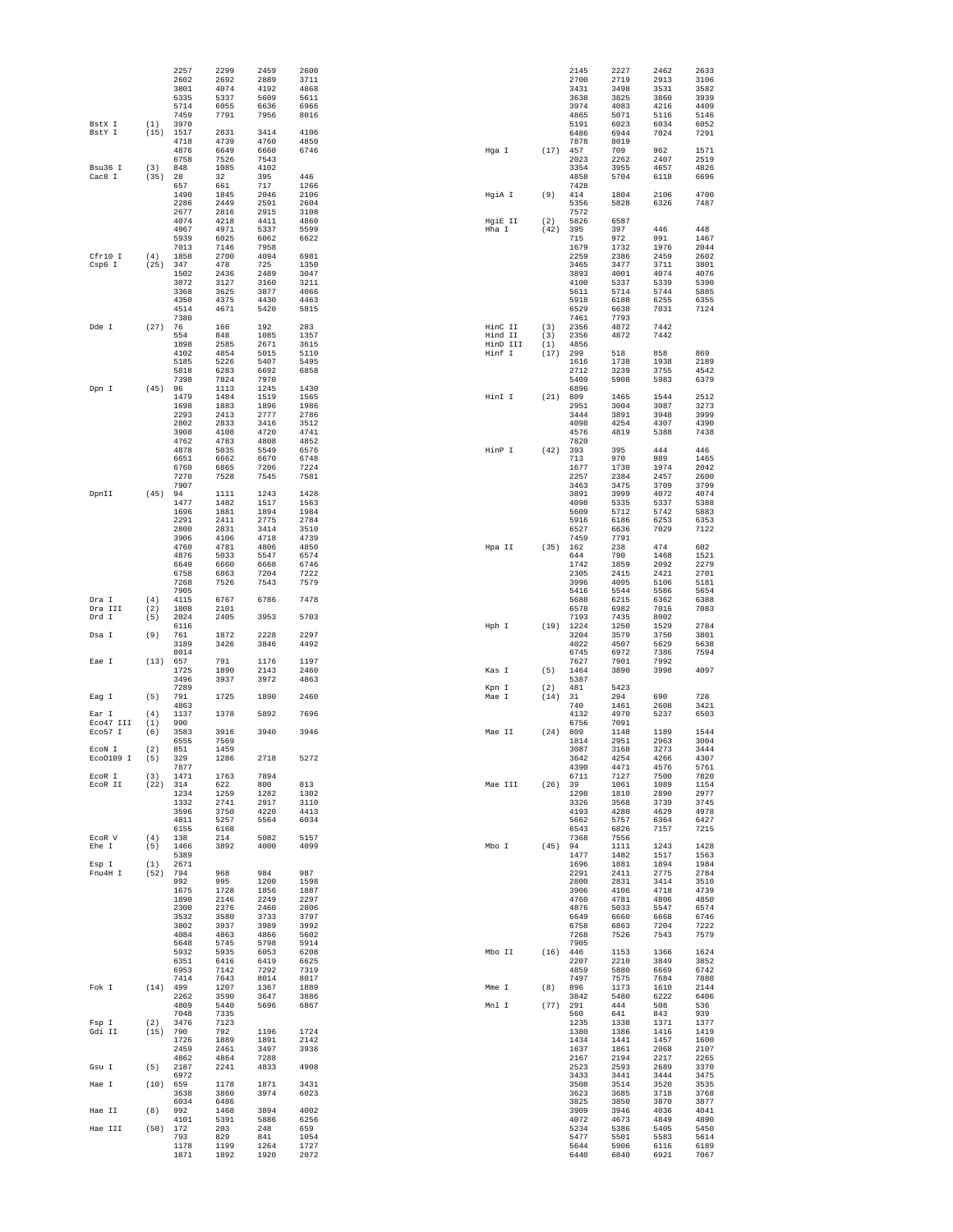```
                2257    2299    2459    2600
                2602    2692    2889    3711
                3801    4074    4192    4868
                5335    5337    5609    5611
                5714    6055    6636    6966
                7459    7791    7956    8016
BstX I    (1)   3970
BstY I    (15)  1517    2831    3414    4106
                4718    4739    4760    4850
                4876    6649    6660    6746
                6758    7526    7543
Bsu36 I   (3)   848     1085    4102
Cac8 I    (35)  28      32      395     446
                657     661     717     1266
                1490    1845    2046    2106
                2286    2449    2591    2604
                2677    2816    2915    3108
                4074    4218    4411    4860
                4967    4971    5337    5599
                5939    6025    6062    6622
                7013    7146    7958
Cfr10 I   (4)   1858    2700    4094    6981
Csp6 I    (25)  347     478     725     1350
                1502    2436    2489    3047
                3072    3127    3160    3211
                3368    3625    3877    4066
                4350    4375    4430    4463
                4514    4671    5420    5815
                7380
Dde I     (27)  76      166     192     283
                554     848     1085    1357
                1898    2585    2671    3615
                4102    4854    5015    5110
                5185    5226    5407    5495
                5818    6283    6692    6858
                7398    7824    7970
Dpn I     (45)  96      1113    1245    1430
                1479    1484    1519    1565
                1698    1883    1896    1986
                2293    2413    2777    2786
                2802    2833    3416    3512
                3908    4108    4720    4741
                4762    4783    4808    4852
                4878    5035    5549    6576
                6651    6662    6670    6748
                6760    6865    7206    7224
                7270    7528    7545    7581
                7907
DpnII     (45)  94      1111    1243    1428
                1477    1482    1517    1563
                1696    1881    1894    1984
                2291    2411    2775    2784
                2800    2831    3414    3510
                3906    4106    4718    4739
                4760    4781    4806    4850
                4876    5033    5547    6574
                6649    6660    6668    6746
                6758    6863    7204    7222
                7268    7526    7543    7579
                7905
Dra I     (4)   4115    6767    6786    7478
Dra III   (2)   1808    2101
Drd I     (5)   2024    2405    3953    5703
                6116
Dsa I     (9)   761     1872    2228    2297
                3189    3426    3846    4492
                8014
Eae I     (13)  657     791     1176    1197
                1725    1890    2143    2460
                3496    3937    3972    4863
                7289
Eag I     (5)   791     1725    1890    2460
                4863
Ear I     (4)   1137    1378    5892    7696
Eco47 III (1)   990
Eco57 I   (6)   3583    3916    3940    3946
                6555    7569
EcoN I    (2)   851     1459
EcoO109 I (5)   329     1286    2718    5272
                7877
EcoR I    (3)   1471    1763    7894
EcoR II   (22)  314     622     800     813
                1234    1259    1282    1302
                1332    2741    2917    3110
                3596    3750    4220    4413
                4811    5257    5564    6034
                6155    6168
EcoR V    (4)   138     214     5082    5157
Ehe I     (5)   1466    3892    4000    4099
                5389
Esp I     (1)   2671
Fnu4H I   (52)  794     968     984     987
                992     995     1200    1598
                1675    1728    1856    1887
                1890    2146    2249    2297
                2300    2376    2460    2806
                3532    3580    3733    3797
                3802    3937    3989    3992
                4084    4863    4866    5602
                5648    5745    5798    5914
                5932    5935    6053    6208
                6351    6416    6419    6625
                6953    7142    7292    7319
                7414    7643    8014    8017
Fok I     (14)  499     1207    1367    1889
                2262    3590    3647    3886
                4809    5440    5696    6867
                7048    7335
Fsp I     (2)   3476    7123
Gdi II    (15)  790     792     1196    1724
                1726    1889    1891    2142
                2459    2461    3497    3938
                4862    4864    7288
Gsu I     (5)   2187    2241    4833    4908
                6972
Hae I     (10)  659     1178    1871    3431
                3638    3860    3974    6023
                6034    6486
Hae II    (8)   992     1468    3894    4002
                4101    5391    5886    6256
Hae III   (50)  172     203     248     659
                793     829     841     1054
                1178    1199    1264    1727
                1871    1892    1920    2072

                2145    2227    2462    2633
                2700    2719    2913    3106
                3431    3498    3531    3582
                3638    3825    3860    3939
                3974    4083    4216    4409
                4865    5071    5116    5146
                5191    6023    6034    6052
                6486    6944    7024    7291
                7878    8019
Hga I     (17)  457     709     962     1571
                2023    2262    2407    2519
                3354    3955    4657    4826
                4858    5704    6118    6696
                7428
HgiA I    (9)   414     1804    2106    4700
                5356    5828    6326    7487
                7572
HgiE II   (2)   5826    6587
Hha I     (42)  395     397     446     448
                715     972     991     1467
                1679    1732    1976    2044
                2259    2386    2459    2602
                3465    3477    3711    3801
                3893    4001    4074    4076
                4100    5337    5339    5390
                5611    5714    5744    5885
                5918    6188    6255    6355
                6529    6638    7031    7124
                7461    7793
HinC II   (3)   2356    4872    7442
Hind II   (3)   2356    4872    7442
HinD III  (1)   4856
Hinf I    (17)  299     518     858     869
                1616    1738    1938    2189
                2712    3239    3755    4542
                5409    5908    5983    6379
                6896
HinI I    (21)  809     1465    1544    2512
                2951    3004    3087    3273
                3444    3891    3948    3999
                4098    4254    4307    4390
                4576    4819    5388    7438
                7820
HinP I    (42)  393     395     444     446
                713     970     989     1465
                1677    1730    1974    2042
                2257    2384    2457    2600
                3463    3475    3709    3799
                3891    3999    4072    4074
                4098    5335    5337    5388
                5609    5712    5742    5883
                5916    6186    6253    6353
                6527    6636    7029    7122
                7459    7791
Hpa II    (35)  162     238     474     602
                644     790     1468    1521
                1742    1859    2092    2279
                2305    2415    2421    2701
                3996    4095    5106    5181
                5416    5544    5586    5654
                5688    6215    6362    6388
                6578    6982    7016    7083
                7193    7435    8002
Hph I     (19)  1224    1250    1529    2784
                3204    3579    3750    3801
                4022    4507    5629    5638
                6745    6972    7386    7594
                7627    7901    7992
Kas I     (5)   1464    3890    3998    4097
                5387
Kpn I     (2)   481     5423
Mae I     (14)  31      294     690     728
                740     1461    2608    3421
                4132    4970    5237    6503
                6756    7091
Mae II    (24)  809     1148    1189    1544
                1814    2951    2963    3004
                3087    3168    3273    3444
                3642    4254    4266    4307
                4390    4471    4576    5761
                6711    7127    7500    7820
Mae III   (26)  39      1061    1089    1154
                1298    1810    2890    2977
                3326    3568    3739    3745
                4193    4280    4629    4978
                5662    5757    6364    6427
                6543    6826    7157    7215
                7368    7556
Mbo I     (45)  94      1111    1243    1428
                1477    1482    1517    1563
                1696    1881    1894    1984
                2291    2411    2775    2784
                2800    2831    3414    3510
                3906    4106    4718    4739
                4760    4781    4806    4850
                4876    5033    5547    6574
                6649    6660    6668    6746
                6758    6863    7204    7222
                7268    7526    7543    7579
                7905
Mbo II    (16)  446     1153    1366    1624
                2207    2210    3849    3852
                4859    5880    6669    6742
                7497    7575    7684    7880
Mme I     (8)   896     1173    1610    2144
                3842    5480    6222    6406
Mnl I     (77)  291     444     508     536
                560     641     843     939
                1235    1338    1371    1377
                1380    1386    1416    1419
                1434    1441    1457    1600
                1637    1861    2068    2107
                2167    2194    2217    2265
                2523    2593    2689    3370
                3433    3441    3444    3475
                3508    3514    3520    3535
                3623    3685    3718    3768
                3825    3850    3870    3877
                3909    3946    4036    4041
                4072    4673    4849    4890
                5234    5386    5405    5450
                5477    5501    5583    5614
                5644    5906    6116    6189
                6440    6840    6921    7067
```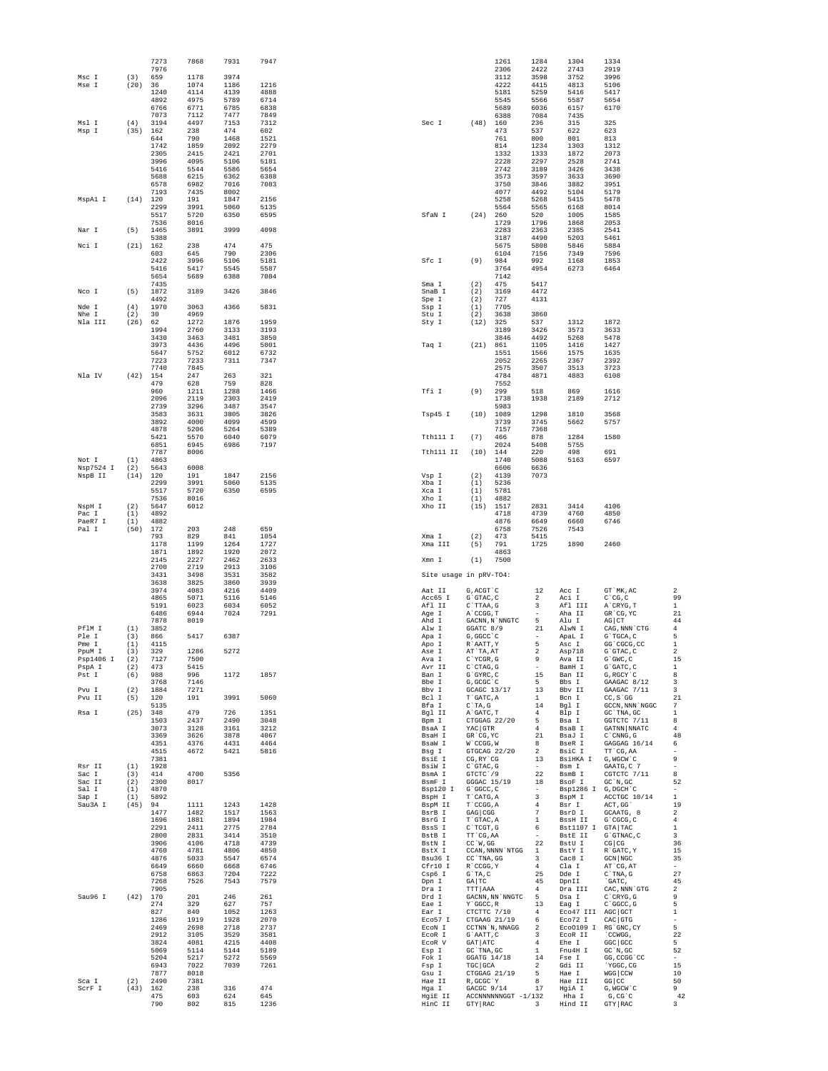```
                7273    7868    7931    7947
                7976
Msc I     (3)   659     1178    3974
Mse I     (20)  36      1074    1186    1216
                1240    4114    4139    4888
                4892    4975    5789    6714
                6766    6771    6785    6838
                7073    7112    7477    7849
Msl I     (4)   3194    4497    7153    7312
Msp I     (35)  162     238     474     602
                644     790     1468    1521
                1742    1859    2092    2279
                2305    2415    2421    2701
                3996    4095    5106    5181
                5416    5544    5586    5654
                5688    6215    6362    6388
                6578    6982    7016    7083
                7193    7435    8002
MspA1 I   (14)  120     191     1847    2156
                2299    3991    5060    5135
                5517    5720    6350    6595
                7536    8016
Nar I     (5)   1465    3891    3999    4098
                5388
Nci I     (21)  162     238     474     475
                603     645     790     2306
                2422    3996    5106    5181
                5416    5417    5545    5587
                5654    5689    6388    7084
                7435
Nco I     (5)   1872    3189    3426    3846
                4492
Nde I     (4)   1970    3063    4366    5831
Nhe I     (2)   30      4969
Nla III   (26)  62      1272    1876    1959
                1994    2760    3133    3193
                3430    3463    3481    3850
                3973    4436    4496    5001
                5647    5752    6012    6732
                7223    7233    7311    7347
                7740    7845
Nla IV    (42)  154     247     263     321
                479     628     759     828
                960     1211    1288    1466
                2096    2119    2303    2419
                2739    3296    3487    3547
                3583    3631    3805    3826
                3892    4000    4099    4599
                4878    5206    5264    5389
                5421    5570    6040    6079
                6851    6945    6986    7197
                7787    8006
Not I     (1)   4863
Nsp7524 I (2)   5643    6008
NspB II   (14)  120     191     1847    2156
                2299    3991    5060    5135
                5517    5720    6350    6595
                7536    8016
NspH I    (2)   5647    6012
Pac I     (1)   4892
PaeR7 I   (1)   4882
Pal I     (50)  172     203     248     659
                793     829     841     1054
                1178    1199    1264    1727
                1871    1892    1920    2072
                2145    2227    2462    2633
                2700    2719    2913    3106
                3431    3498    3531    3582
                3638    3825    3860    3939
                3974    4083    4216    4409
                4865    5071    5116    5146
                5191    6023    6034    6052
                6486    6944    7024    7291
                7878    8019
PflM I    (1)   3852
Ple I     (3)   866     5417    6387
Pme I     (1)   4115
PpuM I    (3)   329     1286    5272
Psp1406 I (2)   7127    7500
PspA I    (2)   473     5415
Pst I     (6)   988     996     1172    1857
                3768    7146
Pvu I     (2)   1884    7271
Pvu II    (5)   120     191     3991    5060
                5135
Rsa I     (25)  348     479     726     1351
                1503    2437    2490    3048
                3073    3128    3161    3212
                3369    3626    3878    4067
                4351    4376    4431    4464
                4515    4672    5421    5816
                7381
Rsr II    (1)   1928
Sac I     (3)   414     4700    5356
Sac II    (2)   2300    8017
Sal I     (1)   4870
Sap I     (1)   5892
Sau3A I   (45)  94      1111    1243    1428
                1477    1482    1517    1563
                1696    1881    1894    1984
                2291    2411    2775    2784
                2800    2831    3414    3510
                3906    4106    4718    4739
                4760    4781    4806    4850
                4876    5033    5547    6574
                6649    6660    6668    6746
                6758    6863    7204    7222
                7268    7526    7543    7579
                7905
Sau96 I   (42)  170     201     246     261
                274     329     627     757
                827     840     1052    1263
                1286    1919    1928    2070
                2469    2698    2718    2737
                2912    3105    3529    3581
                3824    4081    4215    4408
                5069    5114    5144    5189
                5204    5217    5272    5569
                6943    7022    7039    7261
                7877    8018
Sca I     (2)   2490    7381
ScrF I    (43)  162     238     316     474
                475     603     624     645
                790     802     815     1236

                1261    1284    1304    1334
                2306    2422    2743    2919
                3112    3598    3752    3996
                4222    4415    4813    5106
                5181    5259    5416    5417
                5545    5566    5587    5654
                5689    6036    6157    6170
                6388    7084    7435
Sec I     (48)  160     236     315     325
                473     537     622     623
                761     800     801     813
                814     1234    1303    1312
                1332    1333    1872    2073
                2228    2297    2528    2741
                2742    3189    3426    3438
                3573    3597    3633    3690
                3750    3846    3882    3951
                4077    4492    5104    5179
                5258    5268    5415    5478
                5564    5565    6168    8014
SfaN I    (24)  260     520     1005    1585
                1729    1796    1868    2053
                2283    2363    2385    2541
                3187    4490    5203    5461
                5675    5808    5846    5884
                6104    7156    7349    7596
Sfc I     (9)   984     992     1168    1853
                3764    4954    6273    6464
                7142
Sma I     (2)   475     5417
SnaB I    (2)   3169    4472
Spe I     (2)   727     4131
Ssp I     (1)   7705
Stu I     (2)   3638    3860
Sty I     (12)  325     537     1312    1872
                3189    3426    3573    3633
                3846    4492    5268    5478
Taq I     (21)  861     1105    1416    1427
                1551    1566    1575    1635
                2052    2265    2367    2392
                2575    3507    3513    3723
                4784    4871    4883    6108
                7552
Tfi I     (9)   299     518     869     1616
                1738    1938    2189    2712
                5983
Tsp45 I   (10)  1089    1298    1810    3568
                3739    3745    5662    5757
                7157    7368
Tth111 I  (7)   466     878     1284    1580
                2024    5408    5755
Tth111 II (10)  144     220     498     691
                1740    5088    5163    6597
                6606    6636
Vsp I     (2)   4139    7073
Xba I     (1)   5236
Xca I     (1)   5781
Xho I     (1)   4882
Xho II    (15)  1517    2831    3414    4106
                4718    4739    4760    4850
                4876    6649    6660    6746
                6758    7526    7543
Xma I     (2)   473     5415
Xma III   (5)   791     1725    1890    2460
                4863
Xmn I     (1)   7500
```

Site usage in pRV-TO4:

```
Aat II    G,ACGT`C            12    Acc I       GT`MK,AC            2
Acc65 I   G`GTAC,C            2     Aci I       C`CG,C              99
Afl II    C`TTAA,G            3     Afl III     A`CRYG,T            1
Age I     A`CCGG,T            -     Aha II      GR`CG,YC            21
Ahd I     GACNN,N`NNGTC       5     Alu I       AG|CT               44
Alw I     GGATC 8/9           21    AlwN I      CAG,NNN`CTG         4
Apa I     G,GGCC`C            -     ApaL I      G`TGCA,C            5
Apo I     R`AATT,Y            5     Asc I       GG`CGCG,CC          1
Ase I     AT`TA,AT            2     Asp718      G`GTAC,C            2
Ava I     C`YCGR,G            9     Ava II      G`GWC,C             15
Avr II    C`CTAG,G            -     BamH I      G`GATC,C            1
Ban I     G`GYRC,C            15    Ban II      G,RGCY`C            8
Bbe I     G,GCGC`C            5     Bbs I       GAAGAC 8/12         3
Bbv I     GCAGC 13/17         13    Bbv II      GAAGAC 7/11         3
Bcl I     T`GATC,A            1     Bcn I       CC,S`GG             21
Bfa I     C`TA,G              14    Bgl I       GCCN,NNN`NGGC       7
Bgl II    A`GATC,T            4     Blp I       GC`TNA,GC           1
Bpm I     CTGGAG 22/20        5     Bsa I       GGTCTC 7/11         8
BsaA I    YAC|GTR             4     BsaB I      GATNN|NNATC         4
BsaH I    GR`CG,YC            21    BsaJ I      C`CNNG,G            48
BsaW I    W`CCGG,W            8     BseR I      GAGGAG 16/14        6
Bsg I     GTGCAG 22/20        2     BsiC I      TT`CG,AA            -
BsiE I    CG,RY`CG            13    BsiHKA I    G,WGCW`C            9
BsiW I    C`GTAC,G            -     Bsm I       GAATG,C 7           -
BsmA I    GTCTC`/9            22    BsmB I      CGTCTC 7/11         8
BsmF I    GGGAC 15/19         18    BsoF I      GC`N,GC             52
Bsp120 I  G`GGCC,C            -     Bsp1286 I   G,DGCH`C            -
BspH I    T`CATG,A            3     BspM I      ACCTGC 10/14        1
BspM II   T`CCGG,A            4     Bsr I       ACT,GG`             19
BsrB I    GAG|CGG             7     BsrD I      GCAATG, 8           2
BsrG I    T`GTAC,A            1     BssH II     G`CGCG,C            4
BssS I    C`TCGT,G            6     Bst1107 I   GTA|TAC             1
BstB I    TT`CG,AA            -     BstE II     G`GTNAC,C           3
BstN I    CC`W,GG             22    BstU I      CG|CG               36
BstX I    CCAN,NNNN`NTGG      1     BstY I      R`GATC,Y            15
Bsu36 I   CC`TNA,GG           3     Cac8 I      GCN|NGC             35
Cfr10 I   R`CCGG,Y            4     Cla I       AT`CG,AT            -
Csp6 I    G`TA,C              25    Dde I       C`TNA,G             27
Dpn I     GA|TC               45    DpnII       `GATC,              45
Dra I     TTT|AAA             4     Dra III     CAC,NNN`GTG         2
Drd I     GACNN,NN`NNGTC      5     Dsa I       C`CRYG,G            9
Eae I     Y`GGCC,R            13    Eag I       C`GGCC,G            5
Ear I     CTCTTC 7/10         4     Eco47 III   AGC|GCT             1
Eco57 I   CTGAAG 21/19        6     Eco72 I     CAC|GTG             -
EcoN I    CCTNN`N,NNAGG       2     Eco0109 I   RG`GNC,CY           5
EcoR I    G`AATT,C            3     EcoR II     `CCWGG,             22
EcoR V    GAT|ATC             4     Ehe I       GGC|GCC             5
Esp I     GC`TNA,GC           1     Fnu4H I     GC`N,GC             52
Fok I     GGATG 14/18         14    Fse I       GG,CCGG`CC          -
Fsp I     TGC|GCA             2     Gdi II      `YGGC,CG            15
Gsu I     CTGGAG 21/19        5     Hae I       WGG|CCW             10
Hae II    R,GCGC`Y            8     Hae III     GG|CC               50
Hga I     GACGC 9/14          17    HgiA I      G,WGCW`C            9
HgiE II   ACCNNNNNNGGT -1/132       Hha I       G,CG`C              42
HinC II   GTY|RAC             3     Hind II     GTY|RAC             3
```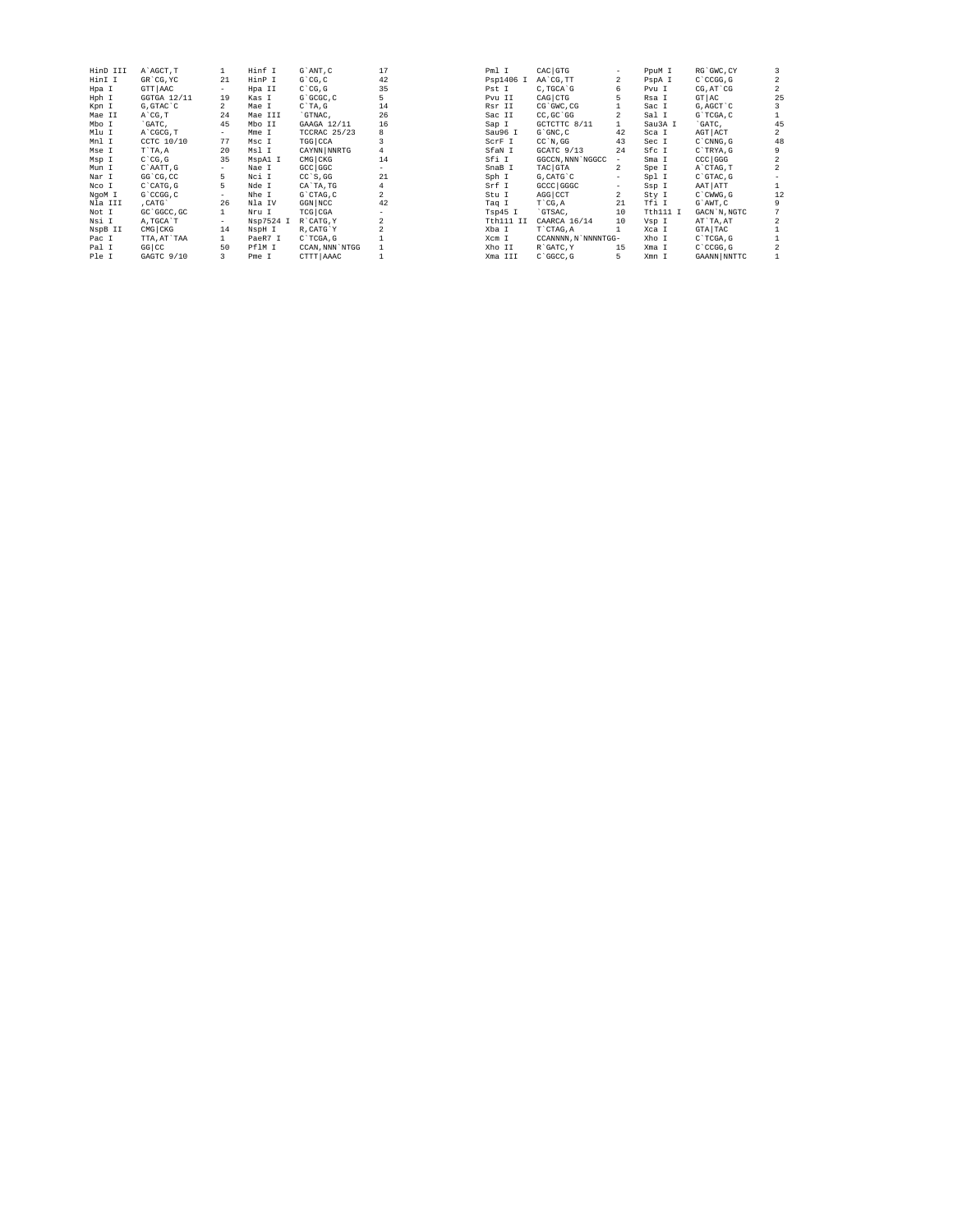| | | | | | |
|---|---|---|---|---|---|
| HinD III | A`AGCT,T | 1 | Hinf I | G`ANT,C | 17 |
| HinI I | GR`CG,YC | 21 | HinP I | G`CG,C | 42 |
| Hpa I | GTT\|AAC | - | Hpa II | C`CG,G | 35 |
| Hph I | GGTGA 12/11 | 19 | Kas I | G`GCGC,C | 5 |
| Kpn I | G,GTAC`C | 2 | Mae I | C`TA,G | 14 |
| Mae II | A`CG,T | 24 | Mae III | `GTNAC, | 26 |
| Mbo I | `GATC, | 45 | Mbo II | GAAGA 12/11 | 16 |
| Mlu I | A`CGCG,T | - | Mme I | TCCRAC 25/23 | 8 |
| Mnl I | CCTC 10/10 | 77 | Msc I | TGG\|CCA | 3 |
| Mse I | T`TA,A | 20 | Msl I | CAYNN\|NNRTG | 4 |
| Msp I | C`CG,G | 35 | MspA1 I | CMG\|CKG | 14 |
| Mun I | C`AATT,G | - | Nae I | GCC\|GGC | - |
| Nar I | GG`CG,CC | 5 | Nci I | CC`S,GG | 21 |
| Nco I | C`CATG,G | 5 | Nde I | CA`TA,TG | 4 |
| NgoM I | G`CCGG,C | - | Nhe I | G`CTAG,C | 2 |
| Nla III | ,CATG` | 26 | Nla IV | GGN\|NCC | 42 |
| Not I | GC`GGCC,GC | 1 | Nru I | TCG\|CGA | - |
| Nsi I | A,TGCA`T | - | Nsp7524 I | R`CATG,Y | 2 |
| NspB II | CMG\|CKG | 14 | NspH I | R,CATG`Y | 2 |
| Pac I | TTA,AT`TAA | 1 | PaeR7 I | C`TCGA,G | 1 |
| Pal I | GG\|CC | 50 | PflM I | CCAN,NNN`NTGG | 1 |
| Ple I | GAGTC 9/10 | 3 | Pme I | CTTT\|AAAC | 1 |
| Pml I | CAC\|GTG | - | PpuM I | RG`GWC,CY | 3 |
| Psp1406 I | AA`CG,TT | 2 | PspA I | C`CCGG,G | 2 |
| Pst I | C,TGCA`G | 6 | Pvu I | CG,AT`CG | 2 |
| Pvu II | CAG\|CTG | 5 | Rsa I | GT\|AC | 25 |
| Rsr II | CG`GWC,CG | 1 | Sac I | G,AGCT`C | 3 |
| Sac II | CC,GC`GG | 2 | Sal I | G`TCGA,C | 1 |
| Sap I | GCTCTTC 8/11 | 1 | Sau3A I | `GATC, | 45 |
| Sau96 I | G`GNC,C | 42 | Sca I | AGT\|ACT | 2 |
| ScrF I | CC`N,GG | 43 | Sec I | C`CNNG,G | 48 |
| SfaN I | GCATC 9/13 | 24 | Sfc I | C`TRYA,G | 9 |
| Sfi I | GGCCN,NNN`NGGCC | - | Sma I | CCC\|GGG | 2 |
| SnaB I | TAC\|GTA | 2 | Spe I | A`CTAG,T | 2 |
| Sph I | G,CATG`C | - | Spl I | C`GTAC,G | - |
| Srf I | GCCC\|GGGC | - | Ssp I | AAT\|ATT | 1 |
| Stu I | AGG\|CCT | 2 | Sty I | C`CWWG,G | 12 |
| Taq I | T`CG,A | 21 | Tfi I | G`AWT,C | 9 |
| Tsp45 I | `GTSAC, | 10 | Tth111 I | GACN`N,NGTC | 7 |
| Tth111 II | CAARCA 16/14 | 10 | Vsp I | AT`TA,AT | 2 |
| Xba I | T`CTAG,A | 1 | Xca I | GTA\|TAC | 1 |
| Xcm I | CCANNNN,N`NNNNTGG | - | Xho I | C`TCGA,G | 1 |
| Xho II | R`GATC,Y | 15 | Xma I | C`CCGG,G | 2 |
| Xma III | C`GGCC,G | 5 | Xmn I | GAANN\|NNTTC | 1 |